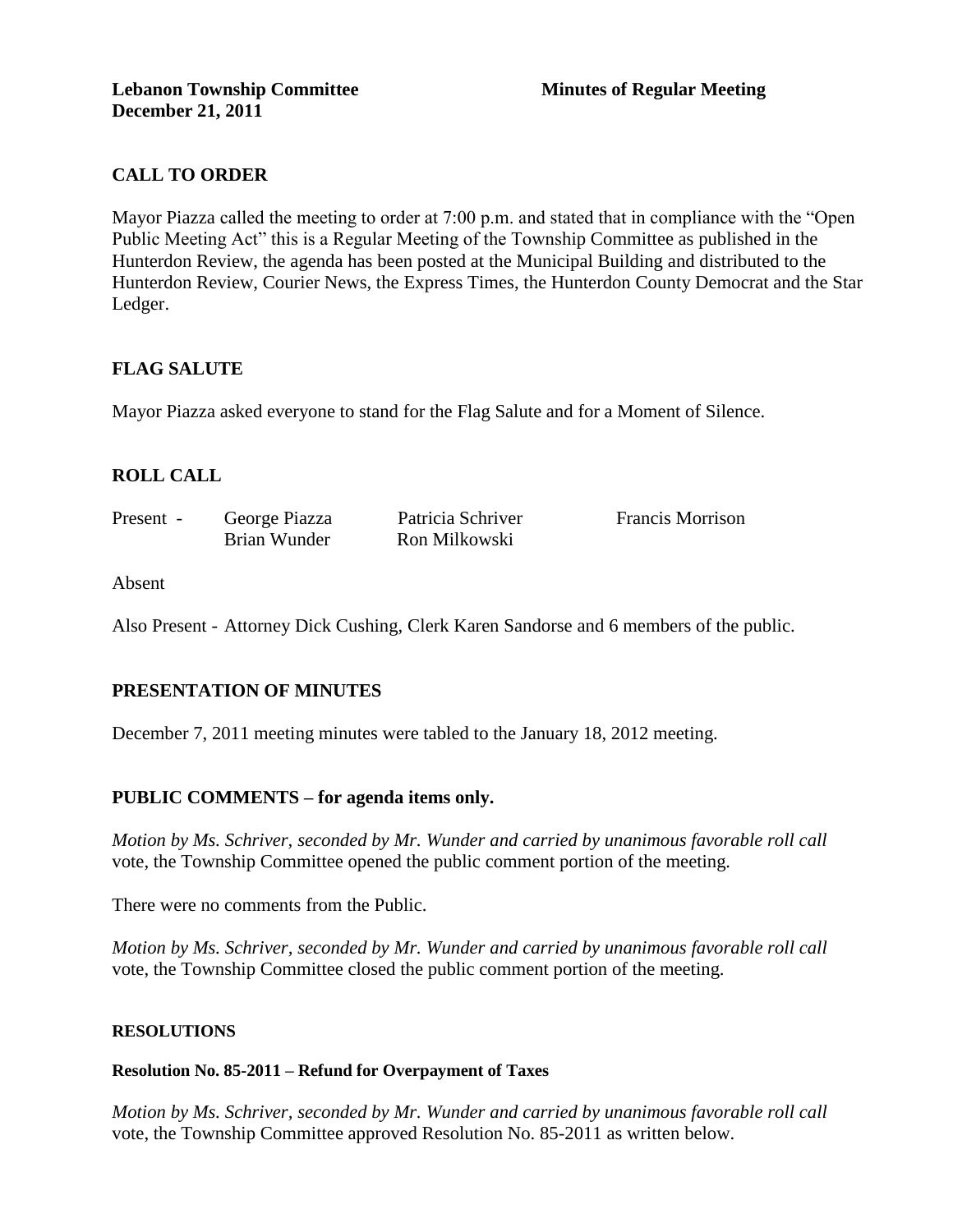**Lebanon Township Committee** **Minutes of Regular Meeting**
**December 21, 2011**

## CALL TO ORDER

Mayor Piazza called the meeting to order at 7:00 p.m. and stated that in compliance with the "Open Public Meeting Act" this is a Regular Meeting of the Township Committee as published in the Hunterdon Review, the agenda has been posted at the Municipal Building and distributed to the Hunterdon Review, Courier News, the Express Times, the Hunterdon County Democrat and the Star Ledger.

## FLAG SALUTE

Mayor Piazza asked everyone to stand for the Flag Salute and for a Moment of Silence.

## ROLL CALL

| | | | |
|---|---|---|---|
| Present - | George Piazza | Patricia Schriver | Francis Morrison |
| | Brian Wunder | Ron Milkowski | |

Absent

Also Present - Attorney Dick Cushing, Clerk Karen Sandorse and 6 members of the public.

## PRESENTATION OF MINUTES

December 7, 2011 meeting minutes were tabled to the January 18, 2012 meeting.

## PUBLIC COMMENTS – for agenda items only.

*Motion by Ms. Schriver, seconded by Mr. Wunder and carried by unanimous favorable roll call* vote, the Township Committee opened the public comment portion of the meeting.

There were no comments from the Public.

*Motion by Ms. Schriver, seconded by Mr. Wunder and carried by unanimous favorable roll call* vote, the Township Committee closed the public comment portion of the meeting.

### RESOLUTIONS

**Resolution No. 85-2011 – Refund for Overpayment of Taxes**

*Motion by Ms. Schriver, seconded by Mr. Wunder and carried by unanimous favorable roll call* vote, the Township Committee approved Resolution No. 85-2011 as written below.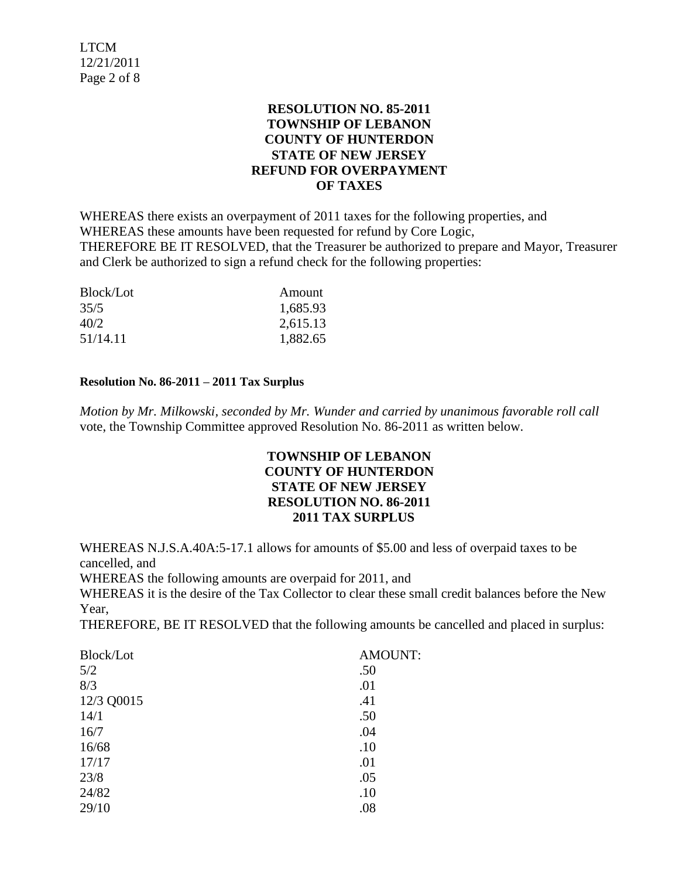**RESOLUTION NO. 85-2011**
**TOWNSHIP OF LEBANON**
**COUNTY OF HUNTERDON**
**STATE OF NEW JERSEY**
**REFUND FOR OVERPAYMENT**
**OF TAXES**

WHEREAS there exists an overpayment of 2011 taxes for the following properties, and
WHEREAS these amounts have been requested for refund by Core Logic,
THEREFORE BE IT RESOLVED, that the Treasurer be authorized to prepare and Mayor, Treasurer and Clerk be authorized to sign a refund check for the following properties:

| Block/Lot | Amount |
|---|---|
| 35/5 | 1,685.93 |
| 40/2 | 2,615.13 |
| 51/14.11 | 1,882.65 |

**Resolution No. 86-2011 – 2011 Tax Surplus**

*Motion by Mr. Milkowski, seconded by Mr. Wunder and carried by unanimous favorable roll call* vote, the Township Committee approved Resolution No. 86-2011 as written below.

**TOWNSHIP OF LEBANON**
**COUNTY OF HUNTERDON**
**STATE OF NEW JERSEY**
**RESOLUTION NO. 86-2011**
**2011 TAX SURPLUS**

WHEREAS N.J.S.A.40A:5-17.1 allows for amounts of $5.00 and less of overpaid taxes to be cancelled, and
WHEREAS the following amounts are overpaid for 2011, and
WHEREAS it is the desire of the Tax Collector to clear these small credit balances before the New Year,
THEREFORE, BE IT RESOLVED that the following amounts be cancelled and placed in surplus:

| Block/Lot | AMOUNT: |
|---|---|
| 5/2 | .50 |
| 8/3 | .01 |
| 12/3 Q0015 | .41 |
| 14/1 | .50 |
| 16/7 | .04 |
| 16/68 | .10 |
| 17/17 | .01 |
| 23/8 | .05 |
| 24/82 | .10 |
| 29/10 | .08 |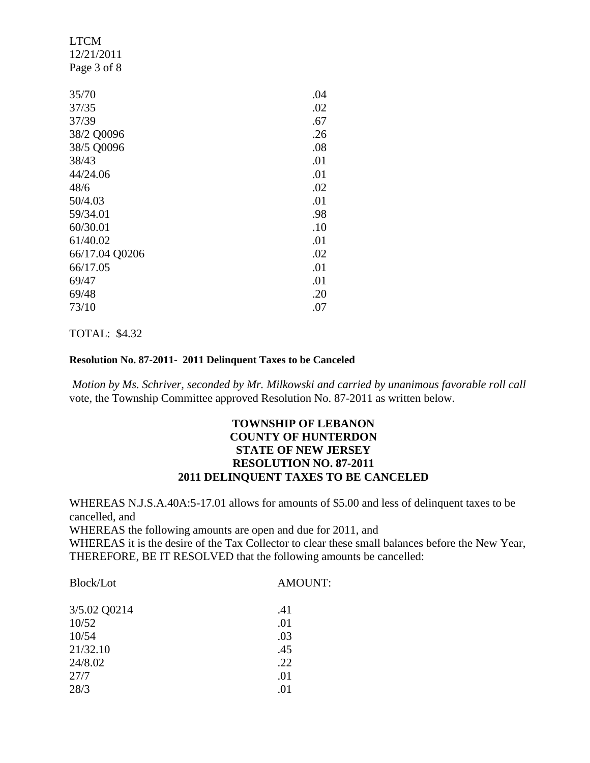| | |
|---|---|
| 35/70 | .04 |
| 37/35 | .02 |
| 37/39 | .67 |
| 38/2 Q0096 | .26 |
| 38/5 Q0096 | .08 |
| 38/43 | .01 |
| 44/24.06 | .01 |
| 48/6 | .02 |
| 50/4.03 | .01 |
| 59/34.01 | .98 |
| 60/30.01 | .10 |
| 61/40.02 | .01 |
| 66/17.04 Q0206 | .02 |
| 66/17.05 | .01 |
| 69/47 | .01 |
| 69/48 | .20 |
| 73/10 | .07 |

TOTAL: $4.32

**Resolution No. 87-2011- 2011 Delinquent Taxes to be Canceled**

*Motion by Ms. Schriver, seconded by Mr. Milkowski and carried by unanimous favorable roll call* vote, the Township Committee approved Resolution No. 87-2011 as written below.

**TOWNSHIP OF LEBANON**
**COUNTY OF HUNTERDON**
**STATE OF NEW JERSEY**
**RESOLUTION NO. 87-2011**
**2011 DELINQUENT TAXES TO BE CANCELED**

WHEREAS N.J.S.A.40A:5-17.01 allows for amounts of $5.00 and less of delinquent taxes to be cancelled, and
WHEREAS the following amounts are open and due for 2011, and
WHEREAS it is the desire of the Tax Collector to clear these small balances before the New Year,
THEREFORE, BE IT RESOLVED that the following amounts be cancelled:

| Block/Lot | AMOUNT: |
|---|---|
| 3/5.02 Q0214 | .41 |
| 10/52 | .01 |
| 10/54 | .03 |
| 21/32.10 | .45 |
| 24/8.02 | .22 |
| 27/7 | .01 |
| 28/3 | .01 |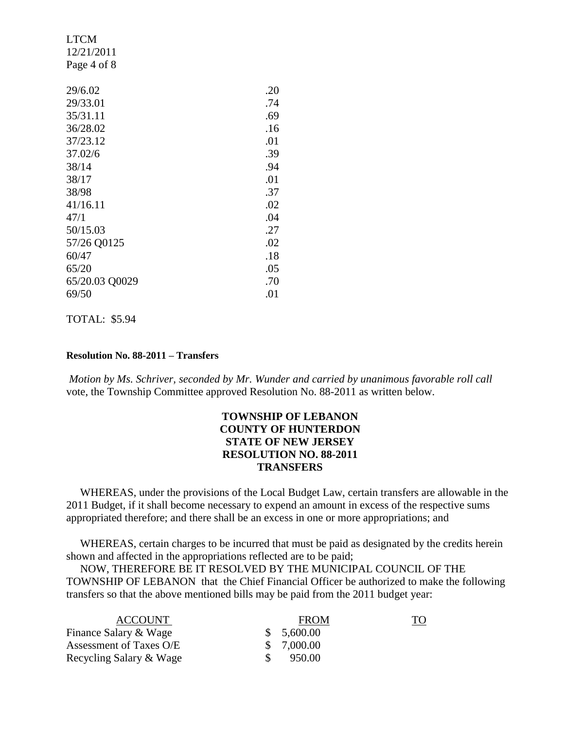| | |
|---|---|
| 29/6.02 | .20 |
| 29/33.01 | .74 |
| 35/31.11 | .69 |
| 36/28.02 | .16 |
| 37/23.12 | .01 |
| 37.02/6 | .39 |
| 38/14 | .94 |
| 38/17 | .01 |
| 38/98 | .37 |
| 41/16.11 | .02 |
| 47/1 | .04 |
| 50/15.03 | .27 |
| 57/26 Q0125 | .02 |
| 60/47 | .18 |
| 65/20 | .05 |
| 65/20.03 Q0029 | .70 |
| 69/50 | .01 |

TOTAL: $5.94

**Resolution No. 88-2011 – Transfers**

*Motion by Ms. Schriver, seconded by Mr. Wunder and carried by unanimous favorable roll call* vote, the Township Committee approved Resolution No. 88-2011 as written below.

**TOWNSHIP OF LEBANON**
**COUNTY OF HUNTERDON**
**STATE OF NEW JERSEY**
**RESOLUTION NO. 88-2011**
**TRANSFERS**

WHEREAS, under the provisions of the Local Budget Law, certain transfers are allowable in the 2011 Budget, if it shall become necessary to expend an amount in excess of the respective sums appropriated therefore; and there shall be an excess in one or more appropriations; and

WHEREAS, certain charges to be incurred that must be paid as designated by the credits herein shown and affected in the appropriations reflected are to be paid;

NOW, THEREFORE BE IT RESOLVED BY THE MUNICIPAL COUNCIL OF THE TOWNSHIP OF LEBANON that the Chief Financial Officer be authorized to make the following transfers so that the above mentioned bills may be paid from the 2011 budget year:

| ACCOUNT | FROM | TO |
|---|---|---|
| Finance Salary & Wage | $ 5,600.00 | |
| Assessment of Taxes O/E | $ 7,000.00 | |
| Recycling Salary & Wage | $ 950.00 | |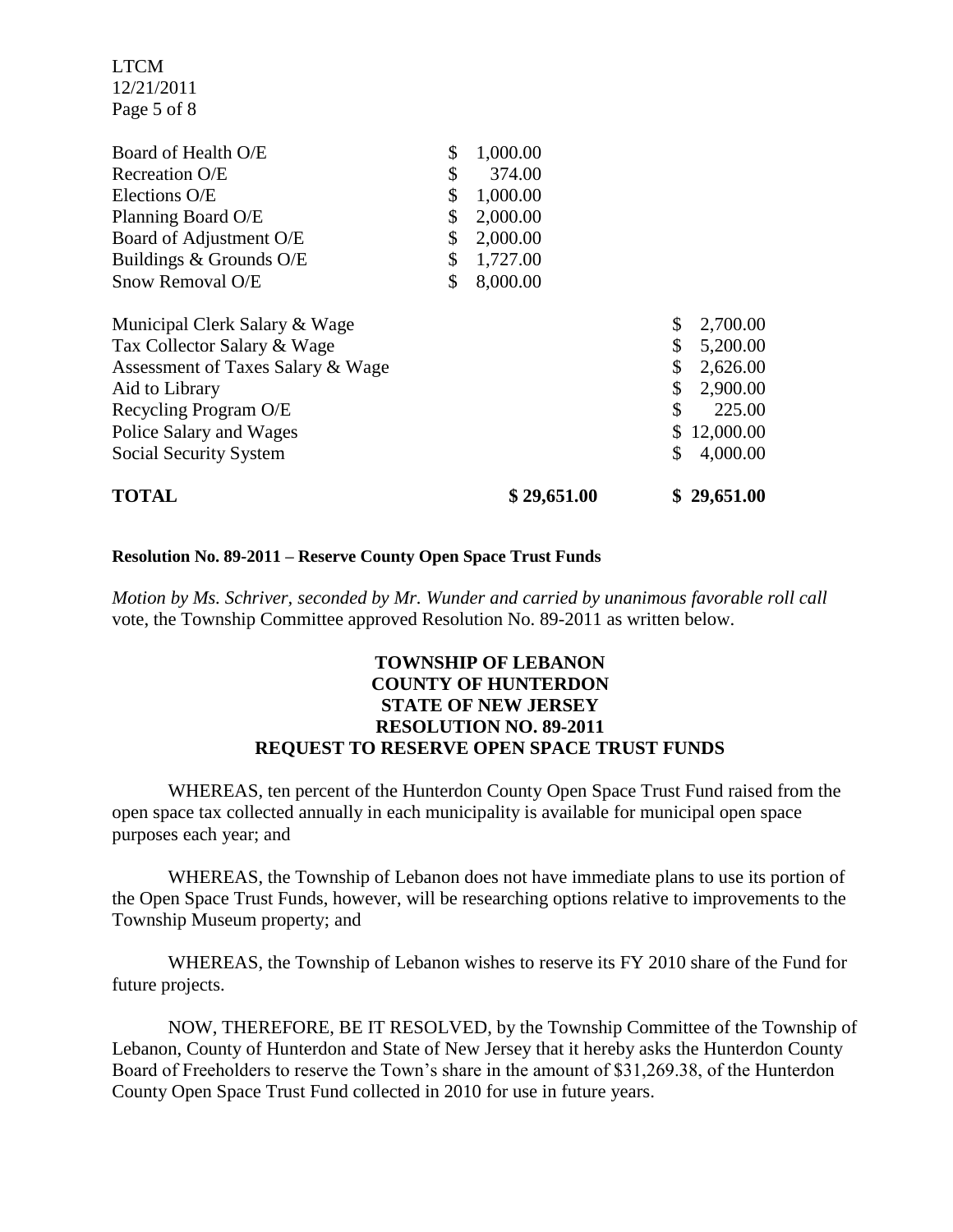| | | |
|---|---|---|
| Board of Health O/E | $ 1,000.00 | |
| Recreation O/E | $ 374.00 | |
| Elections O/E | $ 1,000.00 | |
| Planning Board O/E | $ 2,000.00 | |
| Board of Adjustment O/E | $ 2,000.00 | |
| Buildings & Grounds O/E | $ 1,727.00 | |
| Snow Removal O/E | $ 8,000.00 | |
| Municipal Clerk Salary & Wage | | $ 2,700.00 |
| Tax Collector Salary & Wage | | $ 5,200.00 |
| Assessment of Taxes Salary & Wage | | $ 2,626.00 |
| Aid to Library | | $ 2,900.00 |
| Recycling Program O/E | | $ 225.00 |
| Police Salary and Wages | | $ 12,000.00 |
| Social Security System | | $ 4,000.00 |
| **TOTAL** | **$ 29,651.00** | **$ 29,651.00** |

**Resolution No. 89-2011 – Reserve County Open Space Trust Funds**

*Motion by Ms. Schriver, seconded by Mr. Wunder and carried by unanimous favorable roll call* vote, the Township Committee approved Resolution No. 89-2011 as written below.

**TOWNSHIP OF LEBANON**
**COUNTY OF HUNTERDON**
**STATE OF NEW JERSEY**
**RESOLUTION NO. 89-2011**
**REQUEST TO RESERVE OPEN SPACE TRUST FUNDS**

WHEREAS, ten percent of the Hunterdon County Open Space Trust Fund raised from the open space tax collected annually in each municipality is available for municipal open space purposes each year; and

WHEREAS, the Township of Lebanon does not have immediate plans to use its portion of the Open Space Trust Funds, however, will be researching options relative to improvements to the Township Museum property; and

WHEREAS, the Township of Lebanon wishes to reserve its FY 2010 share of the Fund for future projects.

NOW, THEREFORE, BE IT RESOLVED, by the Township Committee of the Township of Lebanon, County of Hunterdon and State of New Jersey that it hereby asks the Hunterdon County Board of Freeholders to reserve the Town's share in the amount of $31,269.38, of the Hunterdon County Open Space Trust Fund collected in 2010 for use in future years.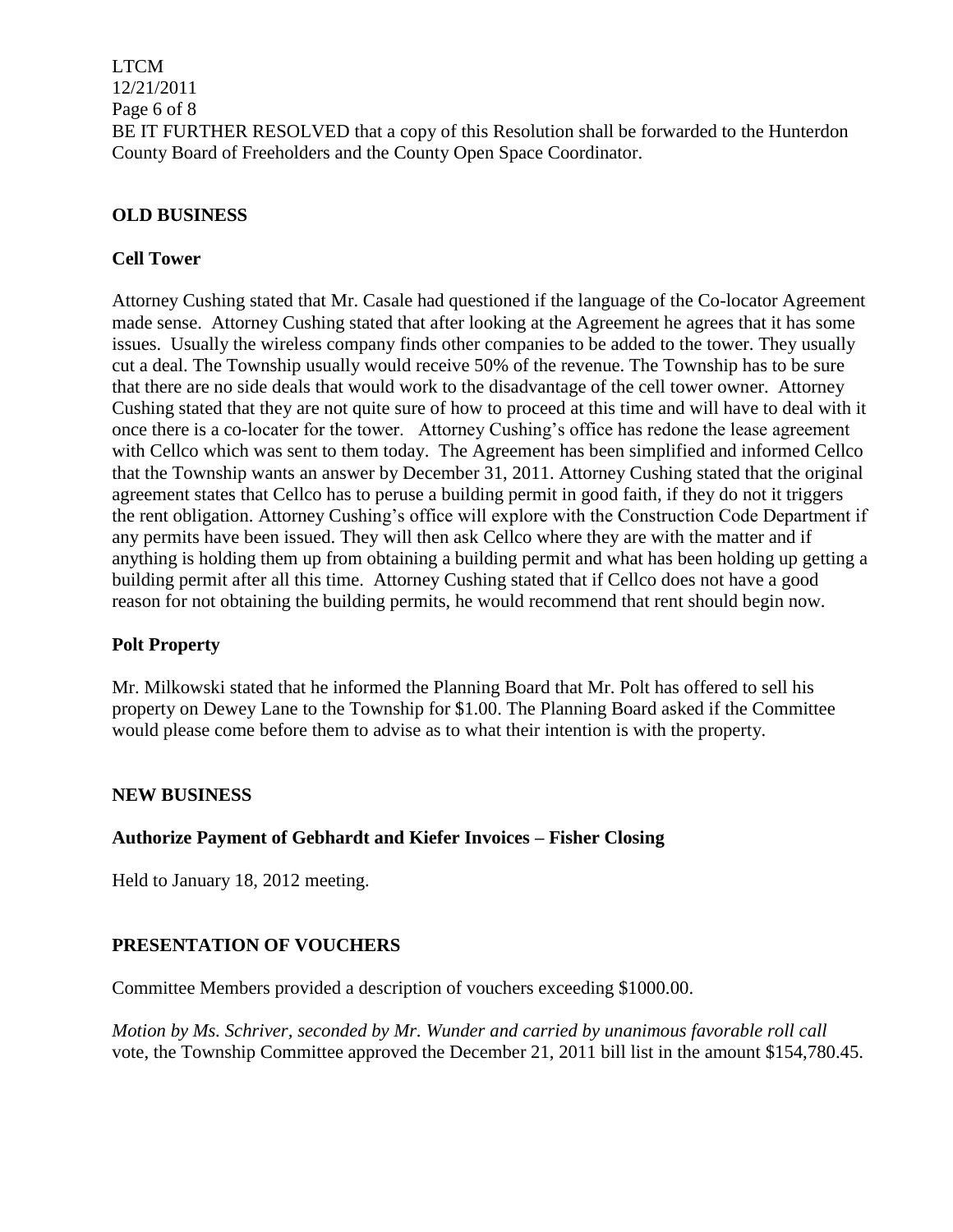BE IT FURTHER RESOLVED that a copy of this Resolution shall be forwarded to the Hunterdon County Board of Freeholders and the County Open Space Coordinator.

## OLD BUSINESS

### Cell Tower

Attorney Cushing stated that Mr. Casale had questioned if the language of the Co-locator Agreement made sense. Attorney Cushing stated that after looking at the Agreement he agrees that it has some issues. Usually the wireless company finds other companies to be added to the tower. They usually cut a deal. The Township usually would receive 50% of the revenue. The Township has to be sure that there are no side deals that would work to the disadvantage of the cell tower owner. Attorney Cushing stated that they are not quite sure of how to proceed at this time and will have to deal with it once there is a co-locater for the tower. Attorney Cushing's office has redone the lease agreement with Cellco which was sent to them today. The Agreement has been simplified and informed Cellco that the Township wants an answer by December 31, 2011. Attorney Cushing stated that the original agreement states that Cellco has to peruse a building permit in good faith, if they do not it triggers the rent obligation. Attorney Cushing's office will explore with the Construction Code Department if any permits have been issued. They will then ask Cellco where they are with the matter and if anything is holding them up from obtaining a building permit and what has been holding up getting a building permit after all this time. Attorney Cushing stated that if Cellco does not have a good reason for not obtaining the building permits, he would recommend that rent should begin now.

### Polt Property

Mr. Milkowski stated that he informed the Planning Board that Mr. Polt has offered to sell his property on Dewey Lane to the Township for $1.00. The Planning Board asked if the Committee would please come before them to advise as to what their intention is with the property.

## NEW BUSINESS

### Authorize Payment of Gebhardt and Kiefer Invoices – Fisher Closing

Held to January 18, 2012 meeting.

## PRESENTATION OF VOUCHERS

Committee Members provided a description of vouchers exceeding $1000.00.

*Motion by Ms. Schriver, seconded by Mr. Wunder and carried by unanimous favorable roll call* vote, the Township Committee approved the December 21, 2011 bill list in the amount $154,780.45.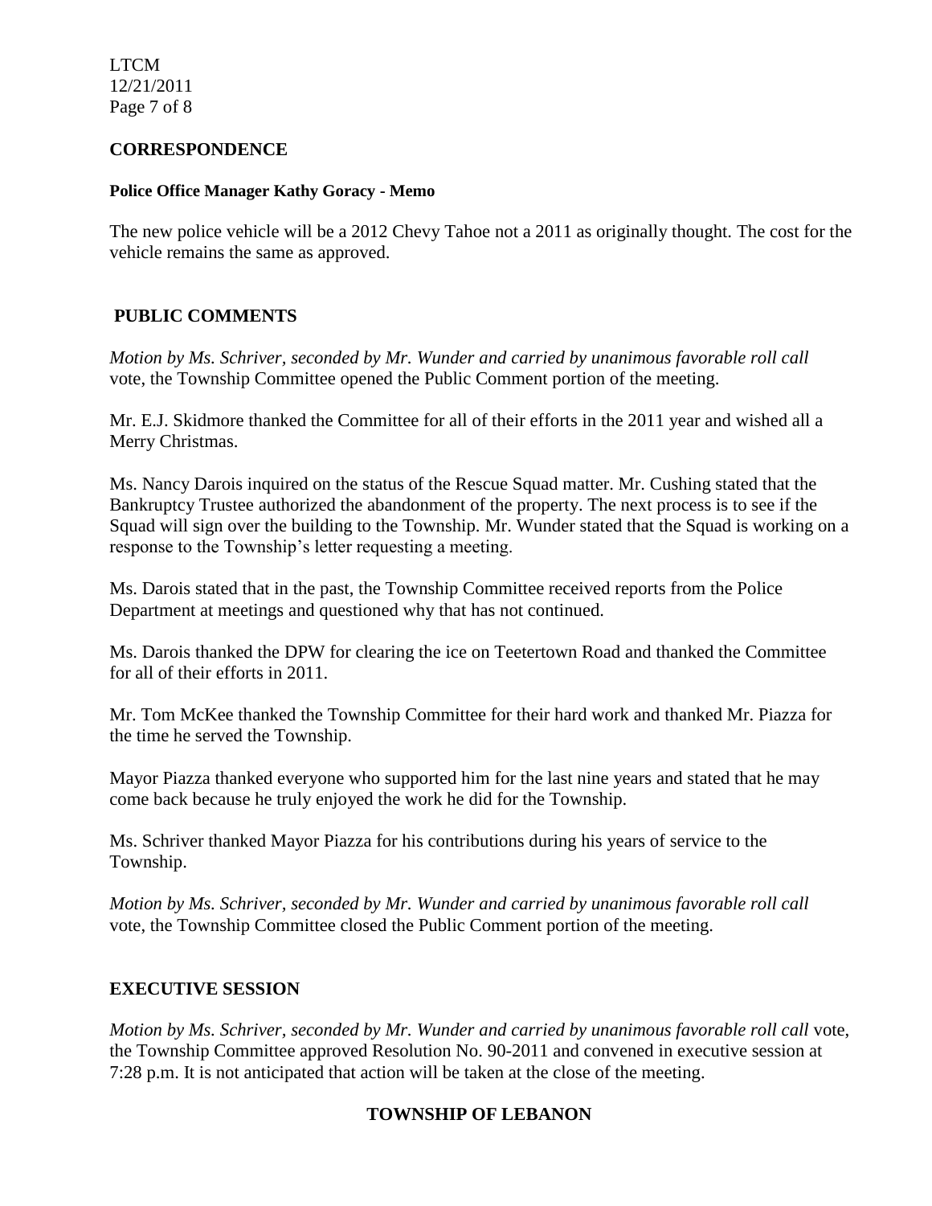## CORRESPONDENCE

**Police Office Manager Kathy Goracy - Memo**

The new police vehicle will be a 2012 Chevy Tahoe not a 2011 as originally thought. The cost for the vehicle remains the same as approved.

## PUBLIC COMMENTS

*Motion by Ms. Schriver, seconded by Mr. Wunder and carried by unanimous favorable roll call* vote, the Township Committee opened the Public Comment portion of the meeting.

Mr. E.J. Skidmore thanked the Committee for all of their efforts in the 2011 year and wished all a Merry Christmas.

Ms. Nancy Darois inquired on the status of the Rescue Squad matter. Mr. Cushing stated that the Bankruptcy Trustee authorized the abandonment of the property. The next process is to see if the Squad will sign over the building to the Township. Mr. Wunder stated that the Squad is working on a response to the Township's letter requesting a meeting.

Ms. Darois stated that in the past, the Township Committee received reports from the Police Department at meetings and questioned why that has not continued.

Ms. Darois thanked the DPW for clearing the ice on Teetertown Road and thanked the Committee for all of their efforts in 2011.

Mr. Tom McKee thanked the Township Committee for their hard work and thanked Mr. Piazza for the time he served the Township.

Mayor Piazza thanked everyone who supported him for the last nine years and stated that he may come back because he truly enjoyed the work he did for the Township.

Ms. Schriver thanked Mayor Piazza for his contributions during his years of service to the Township.

*Motion by Ms. Schriver, seconded by Mr. Wunder and carried by unanimous favorable roll call* vote, the Township Committee closed the Public Comment portion of the meeting.

## EXECUTIVE SESSION

*Motion by Ms. Schriver, seconded by Mr. Wunder and carried by unanimous favorable roll call* vote, the Township Committee approved Resolution No. 90-2011 and convened in executive session at 7:28 p.m. It is not anticipated that action will be taken at the close of the meeting.

**TOWNSHIP OF LEBANON**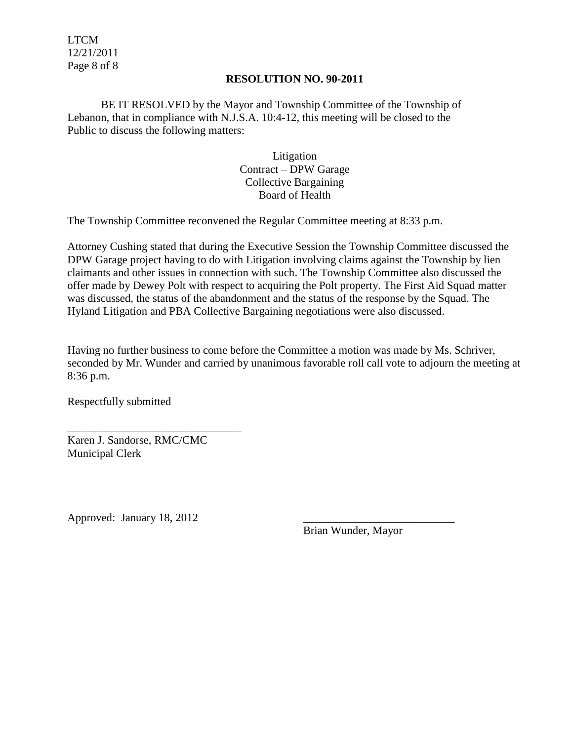## RESOLUTION NO. 90-2011

BE IT RESOLVED by the Mayor and Township Committee of the Township of Lebanon, that in compliance with N.J.S.A. 10:4-12, this meeting will be closed to the Public to discuss the following matters:

Litigation
Contract – DPW Garage
Collective Bargaining
Board of Health

The Township Committee reconvened the Regular Committee meeting at 8:33 p.m.

Attorney Cushing stated that during the Executive Session the Township Committee discussed the DPW Garage project having to do with Litigation involving claims against the Township by lien claimants and other issues in connection with such. The Township Committee also discussed the offer made by Dewey Polt with respect to acquiring the Polt property. The First Aid Squad matter was discussed, the status of the abandonment and the status of the response by the Squad. The Hyland Litigation and PBA Collective Bargaining negotiations were also discussed.

Having no further business to come before the Committee a motion was made by Ms. Schriver, seconded by Mr. Wunder and carried by unanimous favorable roll call vote to adjourn the meeting at 8:36 p.m.

Respectfully submitted

_______________________________
Karen J. Sandorse, RMC/CMC
Municipal Clerk

Approved: January 18, 2012

_______________________________
Brian Wunder, Mayor